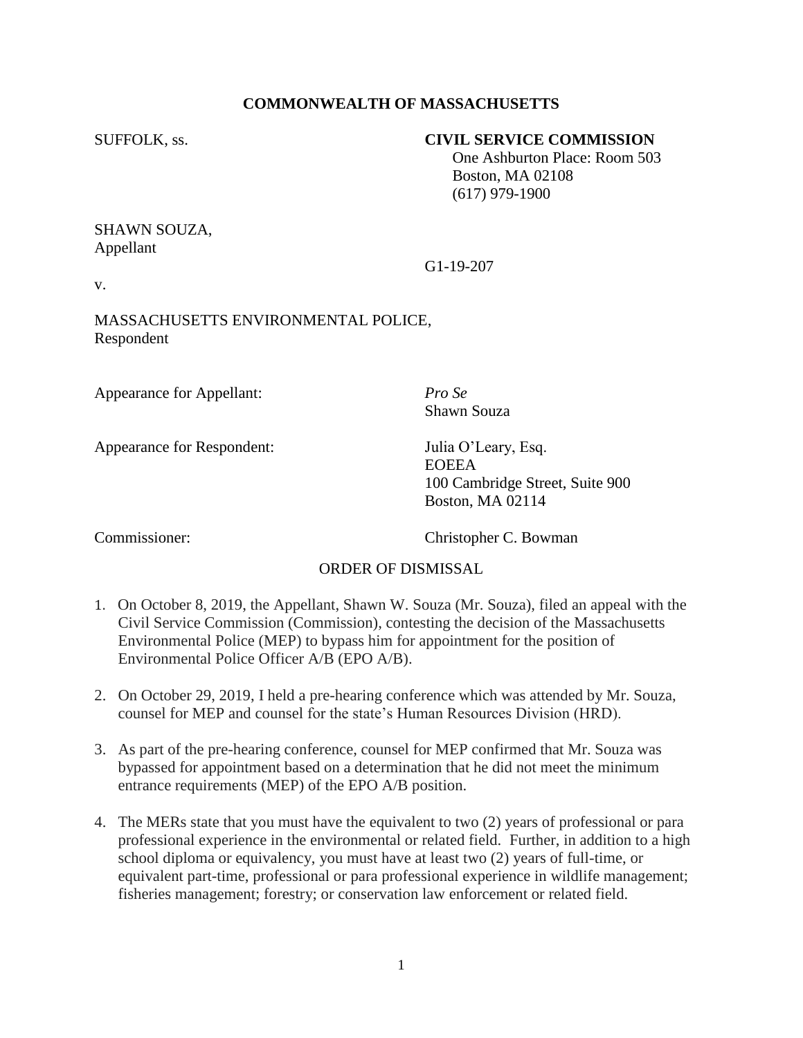**COMMONWEALTH OF MASSACHUSETTS**

SUFFOLK, ss.

**CIVIL SERVICE COMMISSION**
One Ashburton Place: Room 503
Boston, MA 02108
(617) 979-1900

SHAWN SOUZA,
Appellant

v.

G1-19-207

MASSACHUSETTS ENVIRONMENTAL POLICE,
Respondent

Appearance for Appellant: *Pro Se*
Shawn Souza

Appearance for Respondent: Julia O'Leary, Esq.
EOEEA
100 Cambridge Street, Suite 900
Boston, MA 02114

Commissioner: Christopher C. Bowman

ORDER OF DISMISSAL

1. On October 8, 2019, the Appellant, Shawn W. Souza (Mr. Souza), filed an appeal with the Civil Service Commission (Commission), contesting the decision of the Massachusetts Environmental Police (MEP) to bypass him for appointment for the position of Environmental Police Officer A/B (EPO A/B).

2. On October 29, 2019, I held a pre-hearing conference which was attended by Mr. Souza, counsel for MEP and counsel for the state's Human Resources Division (HRD).

3. As part of the pre-hearing conference, counsel for MEP confirmed that Mr. Souza was bypassed for appointment based on a determination that he did not meet the minimum entrance requirements (MEP) of the EPO A/B position.

4. The MERs state that you must have the equivalent to two (2) years of professional or para professional experience in the environmental or related field. Further, in addition to a high school diploma or equivalency, you must have at least two (2) years of full-time, or equivalent part-time, professional or para professional experience in wildlife management; fisheries management; forestry; or conservation law enforcement or related field.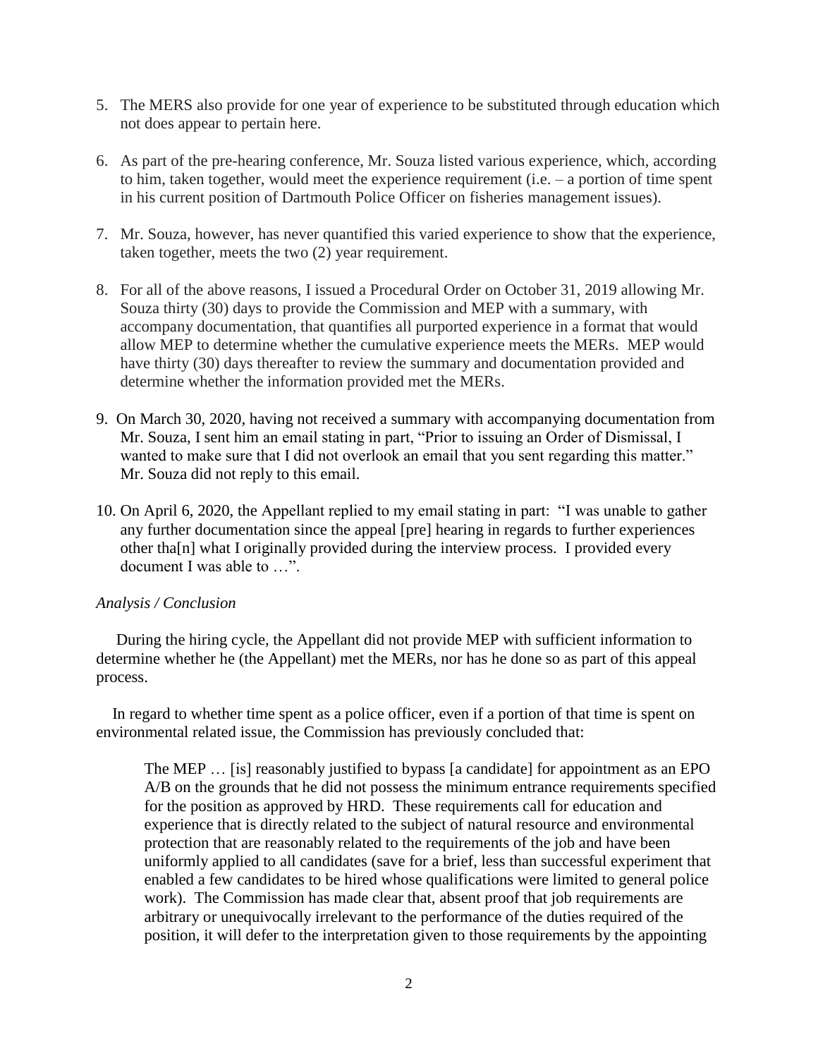5. The MERS also provide for one year of experience to be substituted through education which not does appear to pertain here.

6. As part of the pre-hearing conference, Mr. Souza listed various experience, which, according to him, taken together, would meet the experience requirement (i.e. – a portion of time spent in his current position of Dartmouth Police Officer on fisheries management issues).

7. Mr. Souza, however, has never quantified this varied experience to show that the experience, taken together, meets the two (2) year requirement.

8. For all of the above reasons, I issued a Procedural Order on October 31, 2019 allowing Mr. Souza thirty (30) days to provide the Commission and MEP with a summary, with accompany documentation, that quantifies all purported experience in a format that would allow MEP to determine whether the cumulative experience meets the MERs. MEP would have thirty (30) days thereafter to review the summary and documentation provided and determine whether the information provided met the MERs.

9. On March 30, 2020, having not received a summary with accompanying documentation from Mr. Souza, I sent him an email stating in part, "Prior to issuing an Order of Dismissal, I wanted to make sure that I did not overlook an email that you sent regarding this matter." Mr. Souza did not reply to this email.

10. On April 6, 2020, the Appellant replied to my email stating in part: "I was unable to gather any further documentation since the appeal [pre] hearing in regards to further experiences other tha[n] what I originally provided during the interview process. I provided every document I was able to …".

*Analysis / Conclusion*

During the hiring cycle, the Appellant did not provide MEP with sufficient information to determine whether he (the Appellant) met the MERs, nor has he done so as part of this appeal process.

In regard to whether time spent as a police officer, even if a portion of that time is spent on environmental related issue, the Commission has previously concluded that:

> The MEP … [is] reasonably justified to bypass [a candidate] for appointment as an EPO A/B on the grounds that he did not possess the minimum entrance requirements specified for the position as approved by HRD. These requirements call for education and experience that is directly related to the subject of natural resource and environmental protection that are reasonably related to the requirements of the job and have been uniformly applied to all candidates (save for a brief, less than successful experiment that enabled a few candidates to be hired whose qualifications were limited to general police work). The Commission has made clear that, absent proof that job requirements are arbitrary or unequivocally irrelevant to the performance of the duties required of the position, it will defer to the interpretation given to those requirements by the appointing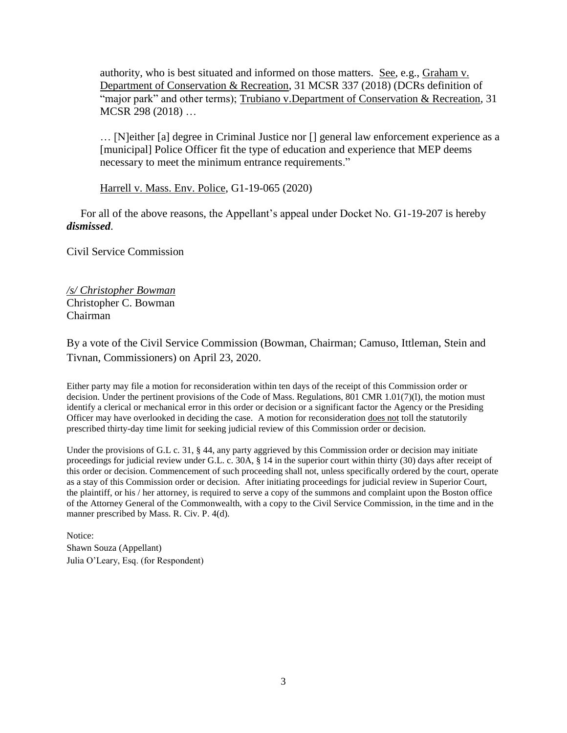authority, who is best situated and informed on those matters. See, e.g., Graham v. Department of Conservation & Recreation, 31 MCSR 337 (2018) (DCRs definition of "major park" and other terms); Trubiano v.Department of Conservation & Recreation, 31 MCSR 298 (2018) …

> … [N]either [a] degree in Criminal Justice nor [] general law enforcement experience as a [municipal] Police Officer fit the type of education and experience that MEP deems necessary to meet the minimum entrance requirements."
>
> Harrell v. Mass. Env. Police, G1-19-065 (2020)

For all of the above reasons, the Appellant's appeal under Docket No. G1-19-207 is hereby ***dismissed***.

Civil Service Commission

*/s/ Christopher Bowman*
Christopher C. Bowman
Chairman

By a vote of the Civil Service Commission (Bowman, Chairman; Camuso, Ittleman, Stein and Tivnan, Commissioners) on April 23, 2020.

Either party may file a motion for reconsideration within ten days of the receipt of this Commission order or decision. Under the pertinent provisions of the Code of Mass. Regulations, 801 CMR 1.01(7)(l), the motion must identify a clerical or mechanical error in this order or decision or a significant factor the Agency or the Presiding Officer may have overlooked in deciding the case. A motion for reconsideration does not toll the statutorily prescribed thirty-day time limit for seeking judicial review of this Commission order or decision.

Under the provisions of G.L c. 31, § 44, any party aggrieved by this Commission order or decision may initiate proceedings for judicial review under G.L. c. 30A, § 14 in the superior court within thirty (30) days after receipt of this order or decision. Commencement of such proceeding shall not, unless specifically ordered by the court, operate as a stay of this Commission order or decision. After initiating proceedings for judicial review in Superior Court, the plaintiff, or his / her attorney, is required to serve a copy of the summons and complaint upon the Boston office of the Attorney General of the Commonwealth, with a copy to the Civil Service Commission, in the time and in the manner prescribed by Mass. R. Civ. P. 4(d).

Notice:
Shawn Souza (Appellant)
Julia O'Leary, Esq. (for Respondent)